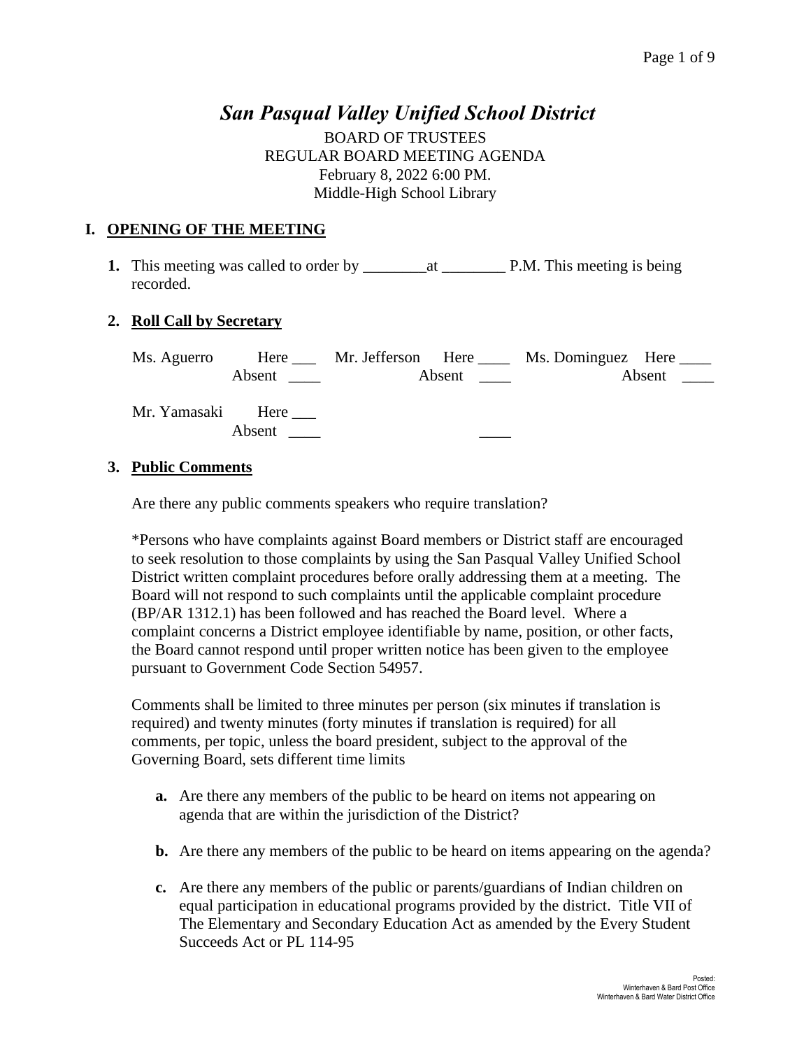# *San Pasqual Valley Unified School District*

BOARD OF TRUSTEES
REGULAR BOARD MEETING AGENDA
February 8, 2022 6:00 PM.
Middle-High School Library

## I. OPENING OF THE MEETING

**1.** This meeting was called to order by ________at ________ P.M. This meeting is being recorded.

**2. Roll Call by Secretary**

| | | | | | |
|---|---|---|---|---|---|
| Ms. Aguerro | Here ___<br>Absent ____ | Mr. Jefferson | Here ____<br>Absent ____ | Ms. Dominguez | Here ____<br>Absent ____ |
| Mr. Yamasaki | Here ___<br>Absent ____ | | ____ | | |

**3. Public Comments**

Are there any public comments speakers who require translation?

*Persons who have complaints against Board members or District staff are encouraged to seek resolution to those complaints by using the San Pasqual Valley Unified School District written complaint procedures before orally addressing them at a meeting. The Board will not respond to such complaints until the applicable complaint procedure (BP/AR 1312.1) has been followed and has reached the Board level. Where a complaint concerns a District employee identifiable by name, position, or other facts, the Board cannot respond until proper written notice has been given to the employee pursuant to Government Code Section 54957.

Comments shall be limited to three minutes per person (six minutes if translation is required) and twenty minutes (forty minutes if translation is required) for all comments, per topic, unless the board president, subject to the approval of the Governing Board, sets different time limits

- **a.** Are there any members of the public to be heard on items not appearing on agenda that are within the jurisdiction of the District?
- **b.** Are there any members of the public to be heard on items appearing on the agenda?
- **c.** Are there any members of the public or parents/guardians of Indian children on equal participation in educational programs provided by the district. Title VII of The Elementary and Secondary Education Act as amended by the Every Student Succeeds Act or PL 114-95

Posted:
Winterhaven & Bard Post Office
Winterhaven & Bard Water District Office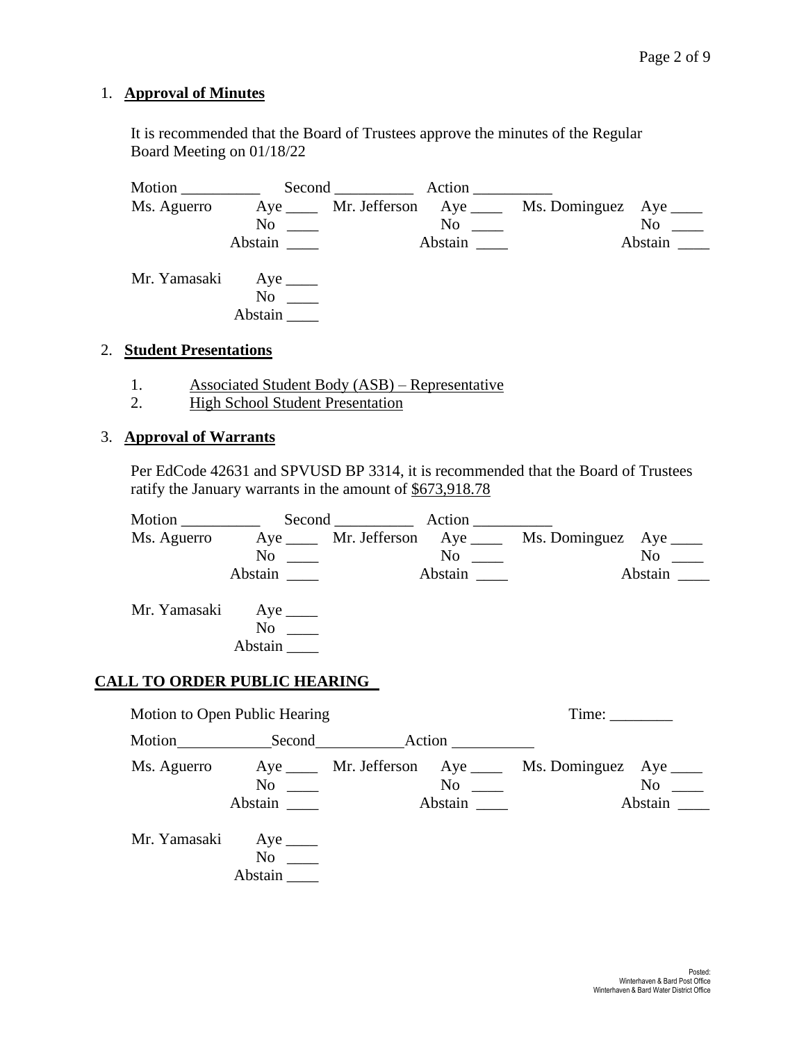1. **Approval of Minutes**

It is recommended that the Board of Trustees approve the minutes of the Regular Board Meeting on 01/18/22

Motion __________ Second __________ Action __________

| | | | | | |
|---|---|---|---|---|---|
| Ms. Aguerro | Aye ____ | Mr. Jefferson | Aye ____ | Ms. Dominguez | Aye ____ |
| | No ____ | | No ____ | | No ____ |
| | Abstain ____ | | Abstain ____ | | Abstain ____ |
| Mr. Yamasaki | Aye ____ | | | | |
| | No ____ | | | | |
| | Abstain ____ | | | | |

2. **Student Presentations**

   1. Associated Student Body (ASB) – Representative
   2. High School Student Presentation

3. **Approval of Warrants**

Per EdCode 42631 and SPVUSD BP 3314, it is recommended that the Board of Trustees ratify the January warrants in the amount of $673,918.78

Motion __________ Second __________ Action __________

| | | | | | |
|---|---|---|---|---|---|
| Ms. Aguerro | Aye ____ | Mr. Jefferson | Aye ____ | Ms. Dominguez | Aye ____ |
| | No ____ | | No ____ | | No ____ |
| | Abstain ____ | | Abstain ____ | | Abstain ____ |
| Mr. Yamasaki | Aye ____ | | | | |
| | No ____ | | | | |
| | Abstain ____ | | | | |

**CALL TO ORDER PUBLIC HEARING**

Motion to Open Public Hearing Time: ________

Motion__________ Second__________ Action __________

| | | | | | |
|---|---|---|---|---|---|
| Ms. Aguerro | Aye ____ | Mr. Jefferson | Aye ____ | Ms. Dominguez | Aye ____ |
| | No ____ | | No ____ | | No ____ |
| | Abstain ____ | | Abstain ____ | | Abstain ____ |
| Mr. Yamasaki | Aye ____ | | | | |
| | No ____ | | | | |
| | Abstain ____ | | | | |

Posted:
Winterhaven & Bard Post Office
Winterhaven & Bard Water District Office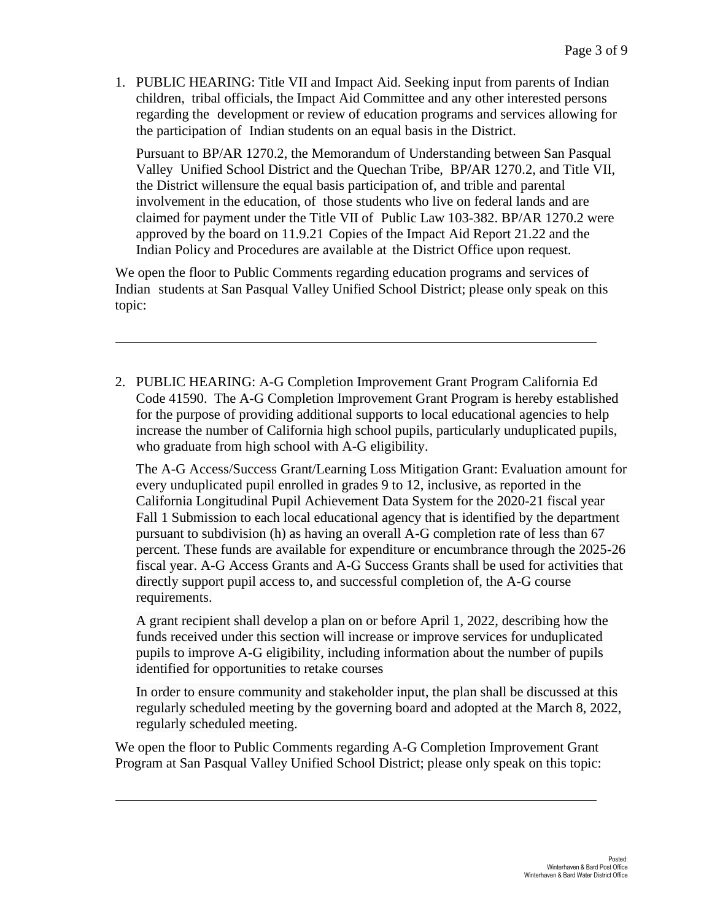1. PUBLIC HEARING: Title VII and Impact Aid. Seeking input from parents of Indian children, tribal officials, the Impact Aid Committee and any other interested persons regarding the development or review of education programs and services allowing for the participation of Indian students on an equal basis in the District.

   Pursuant to BP/AR 1270.2, the Memorandum of Understanding between San Pasqual Valley Unified School District and the Quechan Tribe, BP/AR 1270.2, and Title VII, the District willensure the equal basis participation of, and trible and parental involvement in the education, of those students who live on federal lands and are claimed for payment under the Title VII of Public Law 103-382. BP/AR 1270.2 were approved by the board on 11.9.21 Copies of the Impact Aid Report 21.22 and the Indian Policy and Procedures are available at the District Office upon request.

We open the floor to Public Comments regarding education programs and services of Indian students at San Pasqual Valley Unified School District; please only speak on this topic:

---

2. PUBLIC HEARING: A-G Completion Improvement Grant Program California Ed Code 41590. The A-G Completion Improvement Grant Program is hereby established for the purpose of providing additional supports to local educational agencies to help increase the number of California high school pupils, particularly unduplicated pupils, who graduate from high school with A-G eligibility.

   The A-G Access/Success Grant/Learning Loss Mitigation Grant: Evaluation amount for every unduplicated pupil enrolled in grades 9 to 12, inclusive, as reported in the California Longitudinal Pupil Achievement Data System for the 2020-21 fiscal year Fall 1 Submission to each local educational agency that is identified by the department pursuant to subdivision (h) as having an overall A-G completion rate of less than 67 percent. These funds are available for expenditure or encumbrance through the 2025-26 fiscal year. A-G Access Grants and A-G Success Grants shall be used for activities that directly support pupil access to, and successful completion of, the A-G course requirements.

   A grant recipient shall develop a plan on or before April 1, 2022, describing how the funds received under this section will increase or improve services for unduplicated pupils to improve A-G eligibility, including information about the number of pupils identified for opportunities to retake courses

   In order to ensure community and stakeholder input, the plan shall be discussed at this regularly scheduled meeting by the governing board and adopted at the March 8, 2022, regularly scheduled meeting.

We open the floor to Public Comments regarding A-G Completion Improvement Grant Program at San Pasqual Valley Unified School District; please only speak on this topic:

---

Posted:
Winterhaven & Bard Post Office
Winterhaven & Bard Water District Office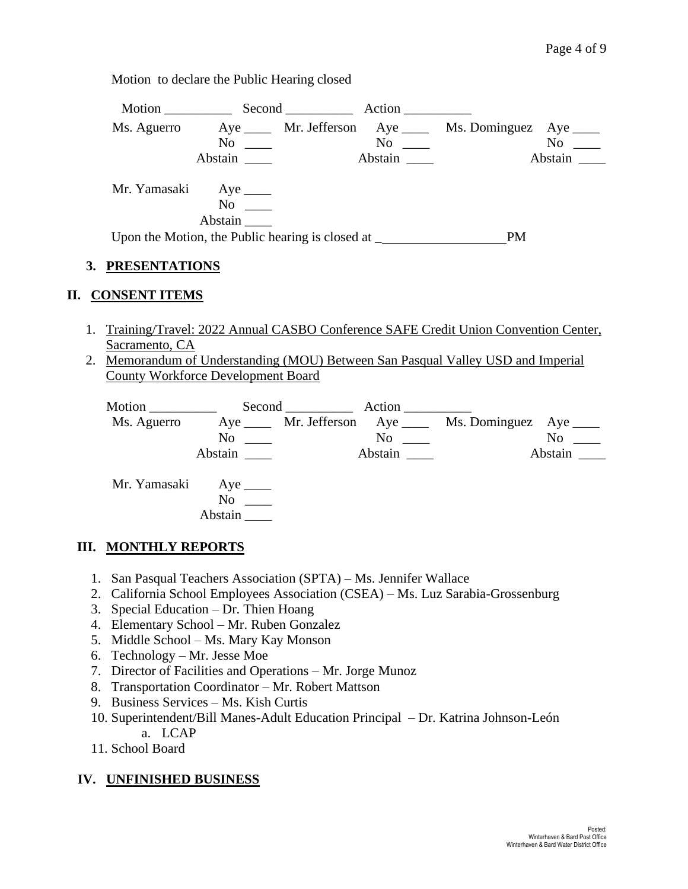Motion to declare the Public Hearing closed

Motion __________ Second __________ Action __________

| | | | | | |
|---|---|---|---|---|---|
| Ms. Aguerro | Aye ____ | Mr. Jefferson | Aye ____ | Ms. Dominguez | Aye ____ |
| | No ____ | | No ____ | | No ____ |
| | Abstain ____ | | Abstain ____ | | Abstain ____ |
| Mr. Yamasaki | Aye ____ | | | | |
| | No ____ | | | | |
| | Abstain ____ | | | | |

Upon the Motion, the Public hearing is closed at ___________________ PM

### 3. PRESENTATIONS

## II. CONSENT ITEMS

1. Training/Travel: 2022 Annual CASBO Conference SAFE Credit Union Convention Center, Sacramento, CA
2. Memorandum of Understanding (MOU) Between San Pasqual Valley USD and Imperial County Workforce Development Board

Motion __________ Second __________ Action __________

| | | | | | |
|---|---|---|---|---|---|
| Ms. Aguerro | Aye ____ | Mr. Jefferson | Aye ____ | Ms. Dominguez | Aye ____ |
| | No ____ | | No ____ | | No ____ |
| | Abstain ____ | | Abstain ____ | | Abstain ____ |
| Mr. Yamasaki | Aye ____ | | | | |
| | No ____ | | | | |
| | Abstain ____ | | | | |

## III. MONTHLY REPORTS

1. San Pasqual Teachers Association (SPTA) – Ms. Jennifer Wallace
2. California School Employees Association (CSEA) – Ms. Luz Sarabia-Grossenburg
3. Special Education – Dr. Thien Hoang
4. Elementary School – Mr. Ruben Gonzalez
5. Middle School – Ms. Mary Kay Monson
6. Technology – Mr. Jesse Moe
7. Director of Facilities and Operations – Mr. Jorge Munoz
8. Transportation Coordinator – Mr. Robert Mattson
9. Business Services – Ms. Kish Curtis
10. Superintendent/Bill Manes-Adult Education Principal – Dr. Katrina Johnson-León
    a. LCAP
11. School Board

## IV. UNFINISHED BUSINESS

Posted:
Winterhaven & Bard Post Office
Winterhaven & Bard Water District Office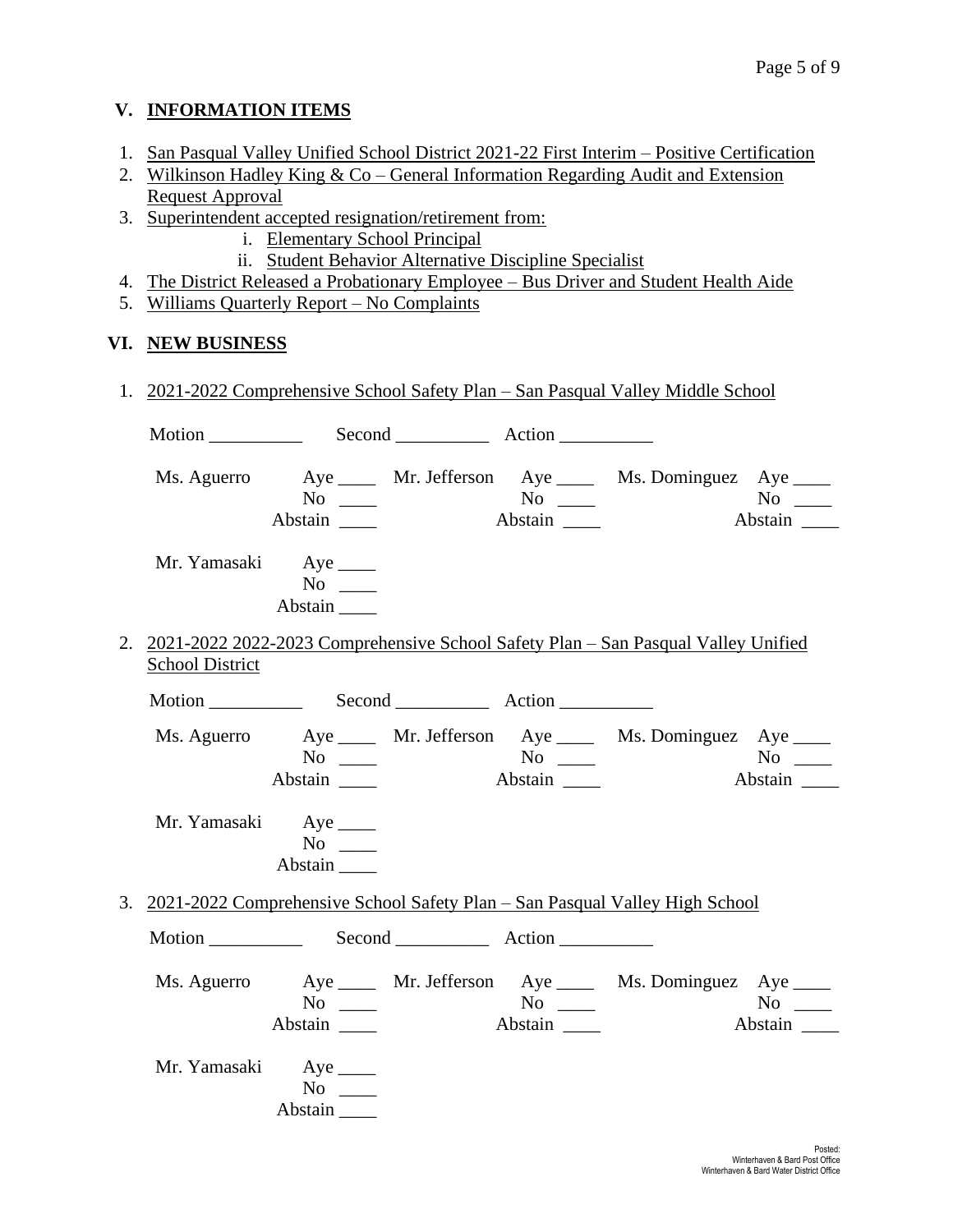## V. INFORMATION ITEMS

1. San Pasqual Valley Unified School District 2021-22 First Interim – Positive Certification
2. Wilkinson Hadley King & Co – General Information Regarding Audit and Extension Request Approval
3. Superintendent accepted resignation/retirement from:
   - i. Elementary School Principal
   - ii. Student Behavior Alternative Discipline Specialist
4. The District Released a Probationary Employee – Bus Driver and Student Health Aide
5. Williams Quarterly Report – No Complaints

## VI. NEW BUSINESS

1. 2021-2022 Comprehensive School Safety Plan – San Pasqual Valley Middle School

Motion __________ Second __________ Action __________

| | | | | | |
|---|---|---|---|---|---|
| Ms. Aguerro | Aye ____ | Mr. Jefferson | Aye ____ | Ms. Dominguez | Aye ____ |
| | No ____ | | No ____ | | No ____ |
| | Abstain ____ | | Abstain ____ | | Abstain ____ |
| Mr. Yamasaki | Aye ____ | | | | |
| | No ____ | | | | |
| | Abstain ____ | | | | |

2. 2021-2022 2022-2023 Comprehensive School Safety Plan – San Pasqual Valley Unified School District

Motion __________ Second __________ Action __________

| | | | | | |
|---|---|---|---|---|---|
| Ms. Aguerro | Aye ____ | Mr. Jefferson | Aye ____ | Ms. Dominguez | Aye ____ |
| | No ____ | | No ____ | | No ____ |
| | Abstain ____ | | Abstain ____ | | Abstain ____ |
| Mr. Yamasaki | Aye ____ | | | | |
| | No ____ | | | | |
| | Abstain ____ | | | | |

3. 2021-2022 Comprehensive School Safety Plan – San Pasqual Valley High School

Motion __________ Second __________ Action __________

| | | | | | |
|---|---|---|---|---|---|
| Ms. Aguerro | Aye ____ | Mr. Jefferson | Aye ____ | Ms. Dominguez | Aye ____ |
| | No ____ | | No ____ | | No ____ |
| | Abstain ____ | | Abstain ____ | | Abstain ____ |
| Mr. Yamasaki | Aye ____ | | | | |
| | No ____ | | | | |
| | Abstain ____ | | | | |

Posted:
Winterhaven & Bard Post Office
Winterhaven & Bard Water District Office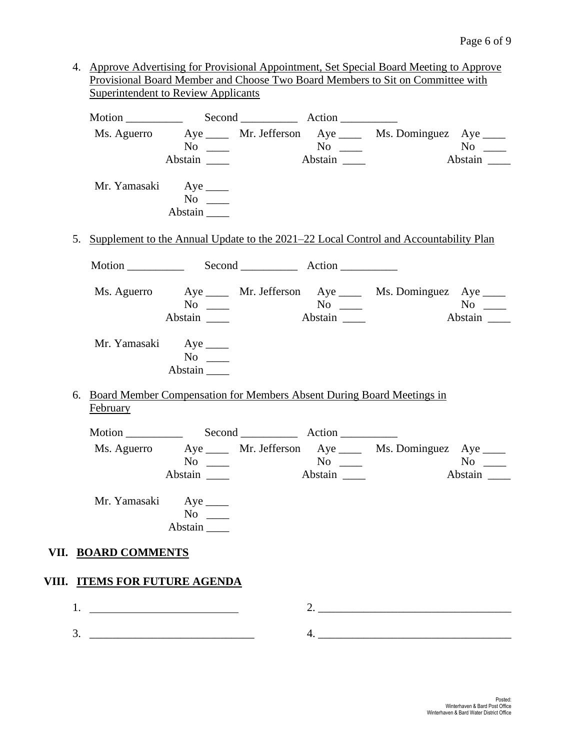4. Approve Advertising for Provisional Appointment, Set Special Board Meeting to Approve Provisional Board Member and Choose Two Board Members to Sit on Committee with Superintendent to Review Applicants

Motion __________ Second __________ Action __________

| | | | | | |
|---|---|---|---|---|---|
| Ms. Aguerro | Aye ____ | Mr. Jefferson | Aye ____ | Ms. Dominguez | Aye ____ |
| | No ____ | | No ____ | | No ____ |
| | Abstain ____ | | Abstain ____ | | Abstain ____ |
| Mr. Yamasaki | Aye ____ | | | | |
| | No ____ | | | | |
| | Abstain ____ | | | | |

5. Supplement to the Annual Update to the 2021–22 Local Control and Accountability Plan

Motion __________ Second __________ Action __________

| | | | | | |
|---|---|---|---|---|---|
| Ms. Aguerro | Aye ____ | Mr. Jefferson | Aye ____ | Ms. Dominguez | Aye ____ |
| | No ____ | | No ____ | | No ____ |
| | Abstain ____ | | Abstain ____ | | Abstain ____ |
| Mr. Yamasaki | Aye ____ | | | | |
| | No ____ | | | | |
| | Abstain ____ | | | | |

6. Board Member Compensation for Members Absent During Board Meetings in February

Motion __________ Second __________ Action __________

| | | | | | |
|---|---|---|---|---|---|
| Ms. Aguerro | Aye ____ | Mr. Jefferson | Aye ____ | Ms. Dominguez | Aye ____ |
| | No ____ | | No ____ | | No ____ |
| | Abstain ____ | | Abstain ____ | | Abstain ____ |
| Mr. Yamasaki | Aye ____ | | | | |
| | No ____ | | | | |
| | Abstain ____ | | | | |

## VII. BOARD COMMENTS

## VIII. ITEMS FOR FUTURE AGENDA

1. __________________________ 2. __________________________________

3. ____________________________ 4. __________________________________

Posted:
Winterhaven & Bard Post Office
Winterhaven & Bard Water District Office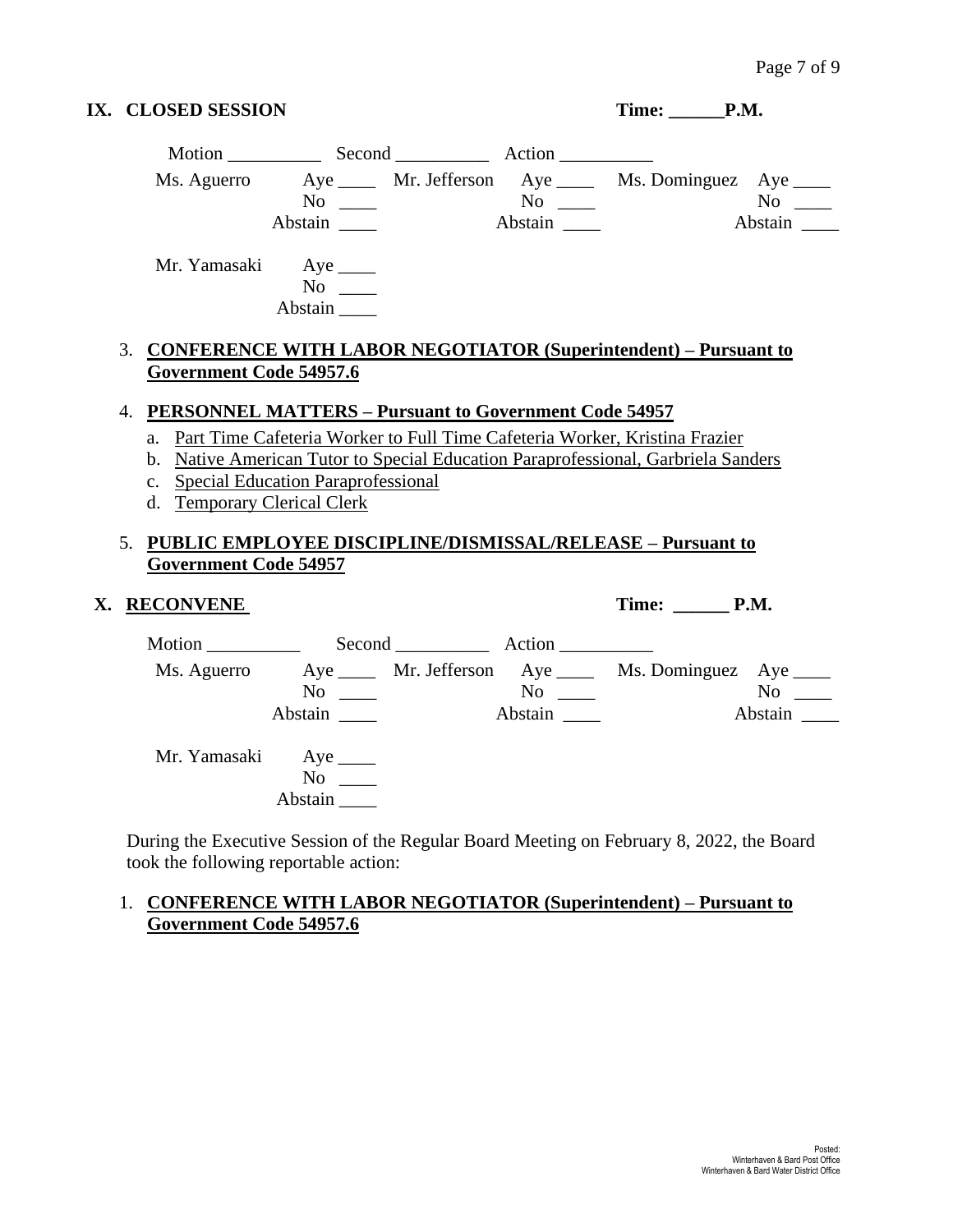## IX. CLOSED SESSION **Time: ______P.M.**

Motion __________ Second __________ Action __________

| | | | | | |
|---|---|---|---|---|---|
| Ms. Aguerro | Aye ____ | Mr. Jefferson | Aye ____ | Ms. Dominguez | Aye ____ |
| | No ____ | | No ____ | | No ____ |
| | Abstain ____ | | Abstain ____ | | Abstain ____ |
| Mr. Yamasaki | Aye ____ | | | | |
| | No ____ | | | | |
| | Abstain ____ | | | | |

3. **CONFERENCE WITH LABOR NEGOTIATOR (Superintendent) – Pursuant to Government Code 54957.6**

4. **PERSONNEL MATTERS – Pursuant to Government Code 54957**
   a. Part Time Cafeteria Worker to Full Time Cafeteria Worker, Kristina Frazier
   b. Native American Tutor to Special Education Paraprofessional, Garbriela Sanders
   c. Special Education Paraprofessional
   d. Temporary Clerical Clerk

5. **PUBLIC EMPLOYEE DISCIPLINE/DISMISSAL/RELEASE – Pursuant to Government Code 54957**

## X. RECONVENE **Time: ______ P.M.**

Motion __________ Second __________ Action __________

| | | | | | |
|---|---|---|---|---|---|
| Ms. Aguerro | Aye ____ | Mr. Jefferson | Aye ____ | Ms. Dominguez | Aye ____ |
| | No ____ | | No ____ | | No ____ |
| | Abstain ____ | | Abstain ____ | | Abstain ____ |
| Mr. Yamasaki | Aye ____ | | | | |
| | No ____ | | | | |
| | Abstain ____ | | | | |

During the Executive Session of the Regular Board Meeting on February 8, 2022, the Board took the following reportable action:

1. **CONFERENCE WITH LABOR NEGOTIATOR (Superintendent) – Pursuant to Government Code 54957.6**

Posted:
Winterhaven & Bard Post Office
Winterhaven & Bard Water District Office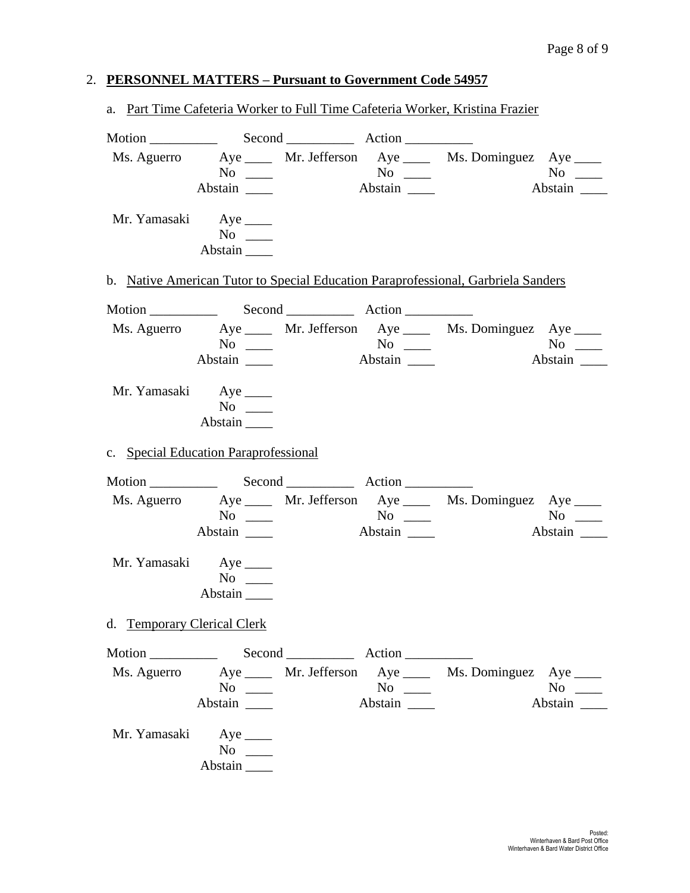2. **PERSONNEL MATTERS – Pursuant to Government Code 54957**

   a. Part Time Cafeteria Worker to Full Time Cafeteria Worker, Kristina Frazier

   Motion __________ Second __________ Action __________

   | | | | | | |
   |---|---|---|---|---|---|
   | Ms. Aguerro | Aye ____ | Mr. Jefferson | Aye ____ | Ms. Dominguez | Aye ____ |
   | | No ____ | | No ____ | | No ____ |
   | | Abstain ____ | | Abstain ____ | | Abstain ____ |
   | Mr. Yamasaki | Aye ____ | | | | |
   | | No ____ | | | | |
   | | Abstain ____ | | | | |

   b. Native American Tutor to Special Education Paraprofessional, Garbriela Sanders

   Motion __________ Second __________ Action __________

   | | | | | | |
   |---|---|---|---|---|---|
   | Ms. Aguerro | Aye ____ | Mr. Jefferson | Aye ____ | Ms. Dominguez | Aye ____ |
   | | No ____ | | No ____ | | No ____ |
   | | Abstain ____ | | Abstain ____ | | Abstain ____ |
   | Mr. Yamasaki | Aye ____ | | | | |
   | | No ____ | | | | |
   | | Abstain ____ | | | | |

   c. Special Education Paraprofessional

   Motion __________ Second __________ Action __________

   | | | | | | |
   |---|---|---|---|---|---|
   | Ms. Aguerro | Aye ____ | Mr. Jefferson | Aye ____ | Ms. Dominguez | Aye ____ |
   | | No ____ | | No ____ | | No ____ |
   | | Abstain ____ | | Abstain ____ | | Abstain ____ |
   | Mr. Yamasaki | Aye ____ | | | | |
   | | No ____ | | | | |
   | | Abstain ____ | | | | |

   d. Temporary Clerical Clerk

   Motion __________ Second __________ Action __________

   | | | | | | |
   |---|---|---|---|---|---|
   | Ms. Aguerro | Aye ____ | Mr. Jefferson | Aye ____ | Ms. Dominguez | Aye ____ |
   | | No ____ | | No ____ | | No ____ |
   | | Abstain ____ | | Abstain ____ | | Abstain ____ |
   | Mr. Yamasaki | Aye ____ | | | | |
   | | No ____ | | | | |
   | | Abstain ____ | | | | |

Posted:
Winterhaven & Bard Post Office
Winterhaven & Bard Water District Office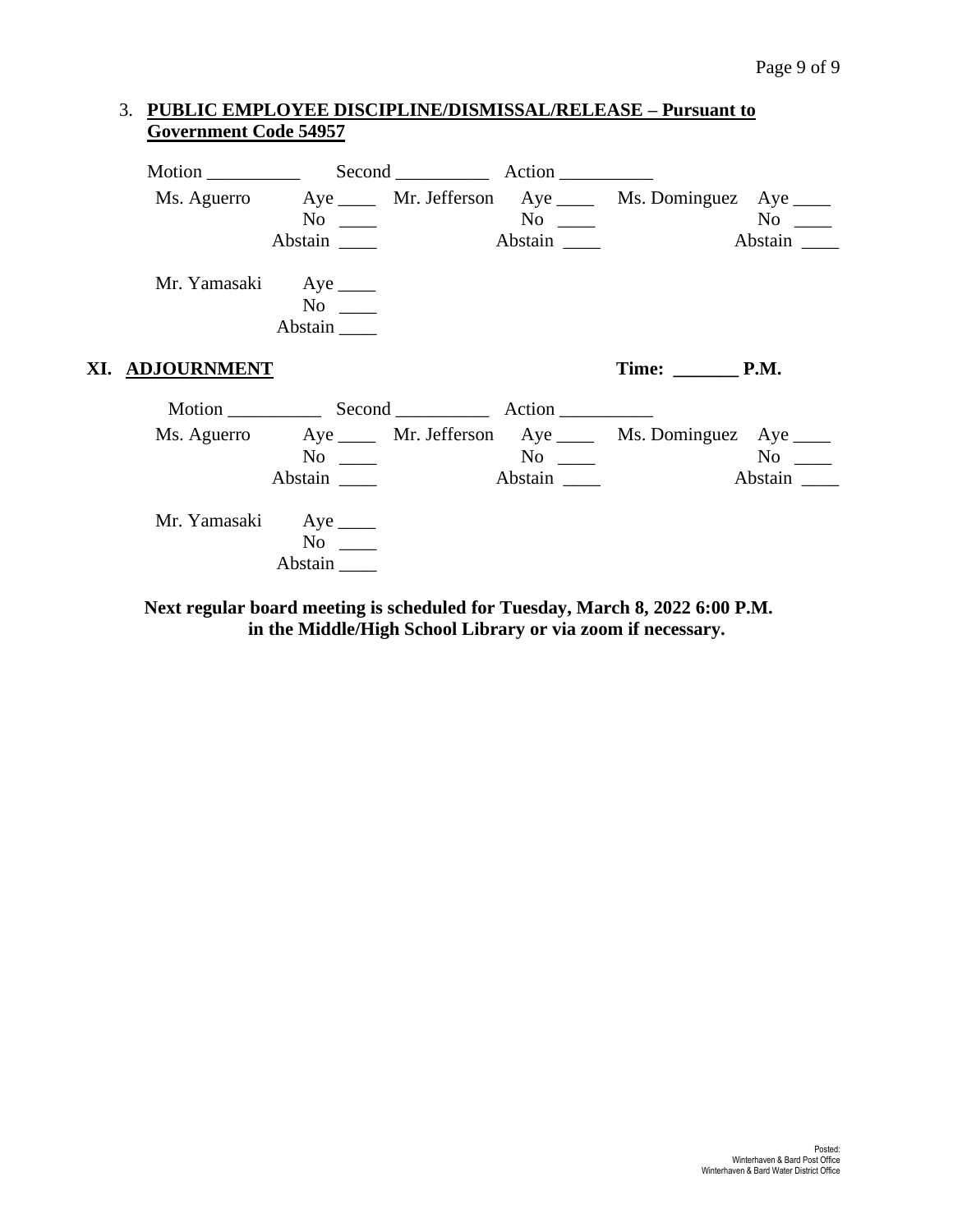3. **PUBLIC EMPLOYEE DISCIPLINE/DISMISSAL/RELEASE – Pursuant to Government Code 54957**

Motion __________ Second __________ Action __________

| | | | | | |
|---|---|---|---|---|---|
| Ms. Aguerro | Aye ____ | Mr. Jefferson | Aye ____ | Ms. Dominguez | Aye ____ |
| | No ____ | | No ____ | | No ____ |
| | Abstain ____ | | Abstain ____ | | Abstain ____ |
| Mr. Yamasaki | Aye ____ | | | | |
| | No ____ | | | | |
| | Abstain ____ | | | | |

## XI. ADJOURNMENT

**Time: _______ P.M.**

Motion __________ Second __________ Action __________

| | | | | | |
|---|---|---|---|---|---|
| Ms. Aguerro | Aye ____ | Mr. Jefferson | Aye ____ | Ms. Dominguez | Aye ____ |
| | No ____ | | No ____ | | No ____ |
| | Abstain ____ | | Abstain ____ | | Abstain ____ |
| Mr. Yamasaki | Aye ____ | | | | |
| | No ____ | | | | |
| | Abstain ____ | | | | |

**Next regular board meeting is scheduled for Tuesday, March 8, 2022 6:00 P.M. in the Middle/High School Library or via zoom if necessary.**

Posted:
Winterhaven & Bard Post Office
Winterhaven & Bard Water District Office